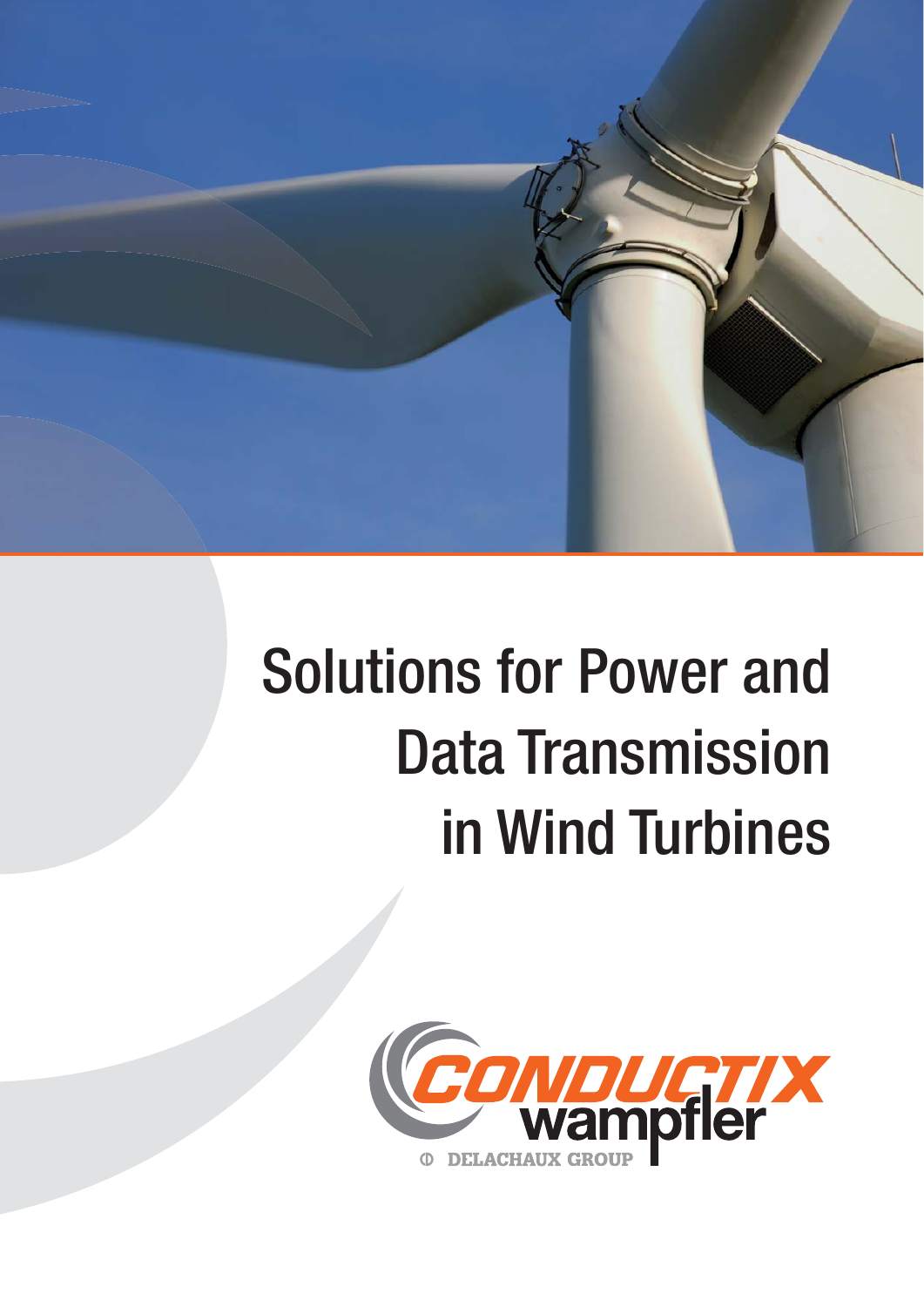# Solutions for Power and Data Transmission in Wind Turbines

CONDUCTIX wampfler

DELACHAUX GROUP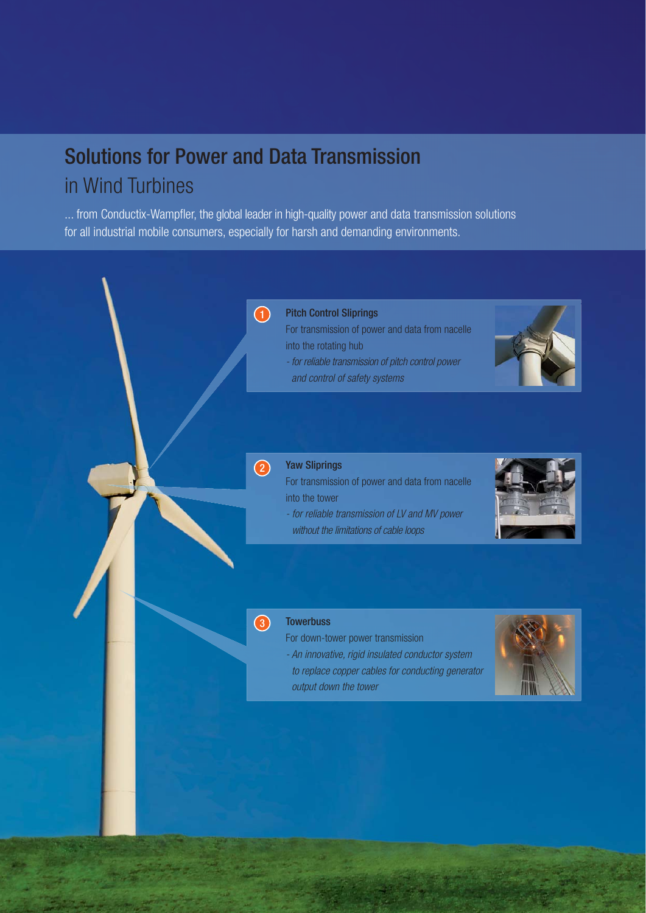# Solutions for Power and Data Transmission

## in Wind Turbines

... from Conductix-Wampfler, the global leader in high-quality power and data transmission solutions for all industrial mobile consumers, especially for harsh and demanding environments.

### 1 Pitch Control Sliprings

For transmission of power and data from nacelle into the rotating hub

*- for reliable transmission of pitch control power and control of safety systems*

### 2 Yaw Sliprings

For transmission of power and data from nacelle into the tower

*- for reliable transmission of LV and MV power without the limitations of cable loops*

### 3 Towerbuss

For down-tower power transmission

*- An innovative, rigid insulated conductor system to replace copper cables for conducting generator output down the tower*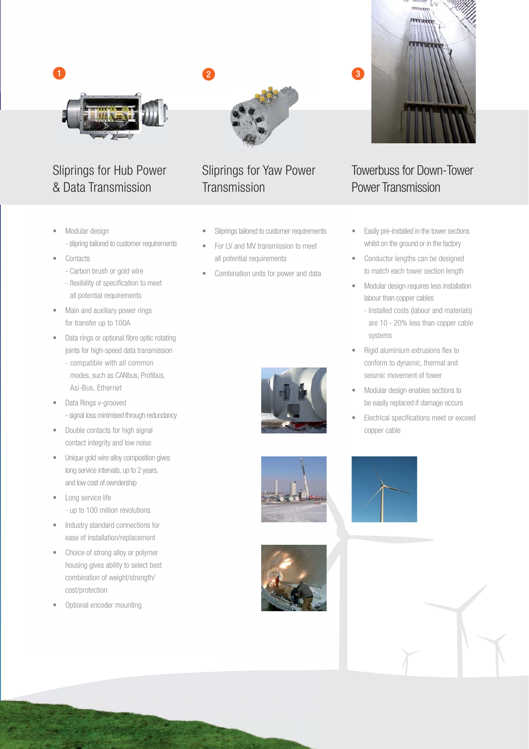1

## Sliprings for Hub Power & Data Transmission

- Modular design
  - sliprring tailored to customer requirements
- Contacts
  - Carbon brush or gold wire
  - flexibility of specification to meet all potential requirements
- Main and auxiliary power rings for transfer up to 100A
- Data rings or optional fibre optic rotating joints for high-speed data transmission
  - compatible with all common modes, such as CANbus, Profibus, Asi-Bus, Ethernet
- Data Rings v-grooved
  - signal loss minimised through redundancy
- Double contacts for high signal contact integrity and low noise
- Unique gold wire alloy composition gives long service intervals, up to 2 years, and low cost of owndership
- Long service life
  - up to 100 million revolutions
- Industry standard connections for ease of installation/replacement
- Choice of strong alloy or polymer housing gives ability to select best combination of weight/strength/ cost/protection
- Optional encoder mounting

2

## Sliprings for Yaw Power Transmission

- Sliprings tailored to customer requirements
- For LV and MV transmission to meet all potential requirements
- Combination units for power and data

3

## Towerbuss for Down-Tower Power Transmission

- Easily pre-installed in the tower sections whilst on the ground or in the factory
- Conductor lengths can be designed to match each tower section length
- Modular design requires less installation labour than copper cables
  - Installed costs (labour and materials) are 10 - 20% less than copper cable systems
- Rigid aluminium extrusions flex to conform to dynamic, thermal and seismic movement of tower
- Modular design enables sections to be easily replaced if damage occurs
- Electrical specifications meet or exceed copper cable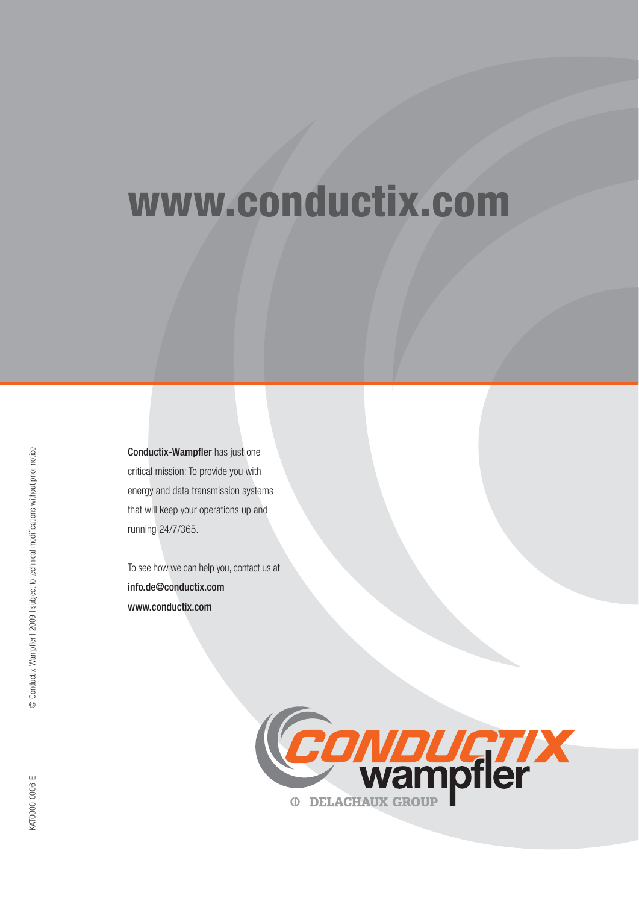# www.conductix.com

**Conductix-Wampfler** has just one critical mission: To provide you with energy and data transmission systems that will keep your operations up and running 24/7/365.

To see how we can help you, contact us at
**info.de@conductix.com**
**www.conductix.com**

© Conductix-Wampfler | 2009 | subject to technical modifications without prior notice

KAT0000-0006-E

CONDUCTIX wampfler

DELACHAUX GROUP